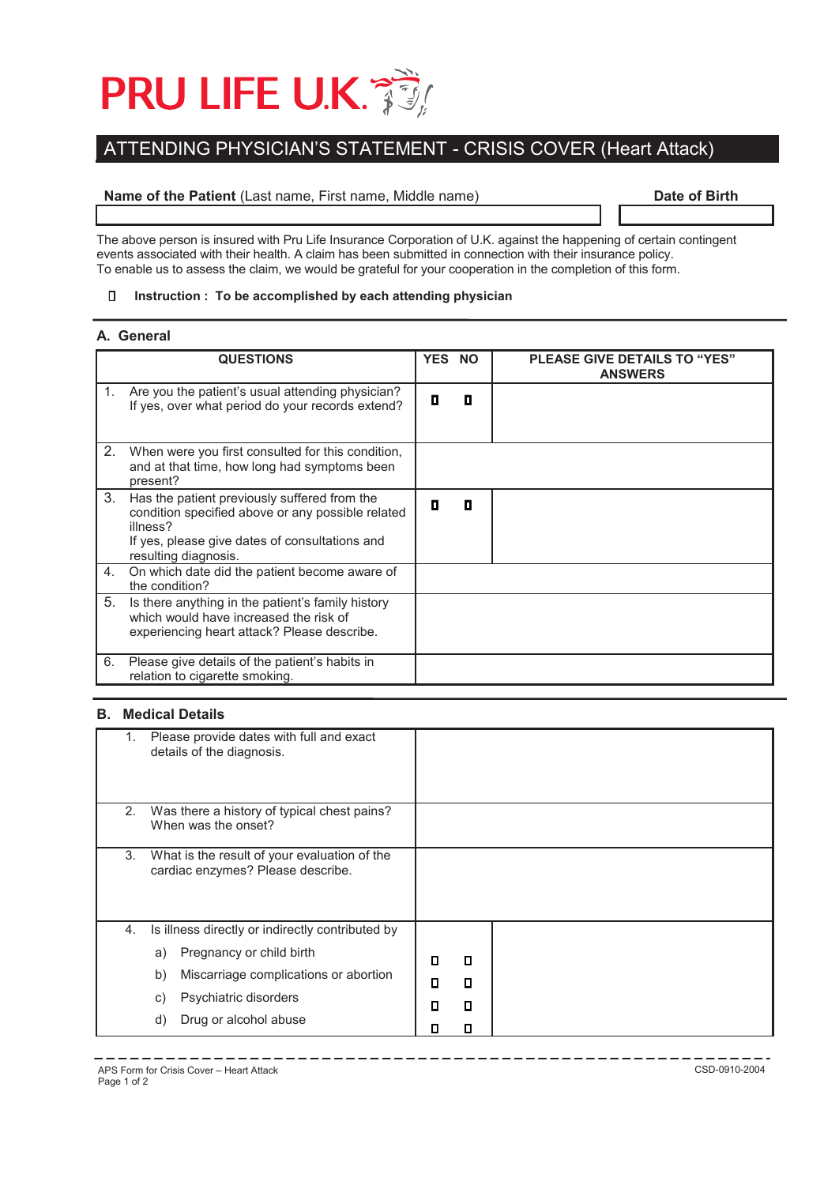# PRU LIFE U.K.

## ATTENDING PHYSICIAN'S STATEMENT - CRISIS COVER (Heart Attack)

| **Name of the Patient** (Last name, First name, Middle name) | **Date of Birth** |
|---|---|
| | |

The above person is insured with Pru Life Insurance Corporation of U.K. against the happening of certain contingent events associated with their health. A claim has been submitted in connection with their insurance policy.
To enable us to assess the claim, we would be grateful for your cooperation in the completion of this form.

☐ **Instruction : To be accomplished by each attending physician**

### A. General

| QUESTIONS | YES | NO | PLEASE GIVE DETAILS TO "YES" ANSWERS |
|---|---|---|---|
| 1. Are you the patient's usual attending physician? If yes, over what period do your records extend? | ☐ | ☐ | |
| 2. When were you first consulted for this condition, and at that time, how long had symptoms been present? | | | |
| 3. Has the patient previously suffered from the condition specified above or any possible related illness? If yes, please give dates of consultations and resulting diagnosis. | ☐ | ☐ | |
| 4. On which date did the patient become aware of the condition? | | | |
| 5. Is there anything in the patient's family history which would have increased the risk of experiencing heart attack? Please describe. | | | |
| 6. Please give details of the patient's habits in relation to cigarette smoking. | | | |

### B. Medical Details

| | | | |
|---|---|---|---|
| 1. Please provide dates with full and exact details of the diagnosis. | | | |
| 2. Was there a history of typical chest pains? When was the onset? | | | |
| 3. What is the result of your evaluation of the cardiac enzymes? Please describe. | | | |
| 4. Is illness directly or indirectly contributed by | | | |
| a) Pregnancy or child birth | ☐ | ☐ | |
| b) Miscarriage complications or abortion | ☐ | ☐ | |
| c) Psychiatric disorders | ☐ | ☐ | |
| d) Drug or alcohol abuse | ☐ | ☐ | |

APS Form for Crisis Cover – Heart Attack CSD-0910-2004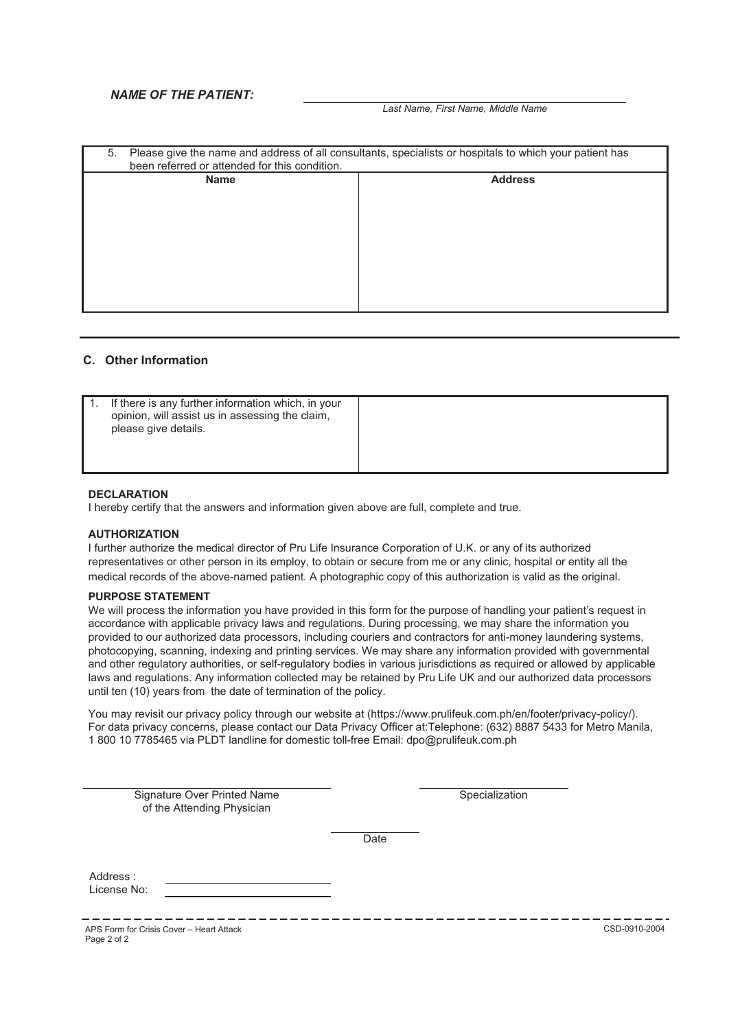***NAME OF THE PATIENT:*** \_\_\_\_\_\_\_\_\_\_\_\_\_\_\_\_\_\_\_\_\_\_\_\_\_\_\_\_\_\_\_\_\_\_\_\_\_\_\_\_

*Last Name, First Name, Middle Name*

5. Please give the name and address of all consultants, specialists or hospitals to which your patient has been referred or attended for this condition.

| Name | Address |
| --- | --- |
| | |

## C. Other Information

| | |
| --- | --- |
| 1. If there is any further information which, in your opinion, will assist us in assessing the claim, please give details. | |

**DECLARATION**

I hereby certify that the answers and information given above are full, complete and true.

**AUTHORIZATION**

I further authorize the medical director of Pru Life Insurance Corporation of U.K. or any of its authorized representatives or other person in its employ, to obtain or secure from me or any clinic, hospital or entity all the medical records of the above-named patient. A photographic copy of this authorization is valid as the original.

**PURPOSE STATEMENT**

We will process the information you have provided in this form for the purpose of handling your patient's request in accordance with applicable privacy laws and regulations. During processing, we may share the information you provided to our authorized data processors, including couriers and contractors for anti-money laundering systems, photocopying, scanning, indexing and printing services. We may share any information provided with governmental and other regulatory authorities, or self-regulatory bodies in various jurisdictions as required or allowed by applicable laws and regulations. Any information collected may be retained by Pru Life UK and our authorized data processors until ten (10) years from the date of termination of the policy.

You may revisit our privacy policy through our website at (https://www.prulifeuk.com.ph/en/footer/privacy-policy/). For data privacy concerns, please contact our Data Privacy Officer at:Telephone: (632) 8887 5433 for Metro Manila, 1 800 10 7785465 via PLDT landline for domestic toll-free Email: dpo@prulifeuk.com.ph

\_\_\_\_\_\_\_\_\_\_\_\_\_\_\_\_\_\_\_\_\_\_\_\_\_\_\_\_\_\_\_\_
Signature Over Printed Name of the Attending Physician

\_\_\_\_\_\_\_\_\_\_\_\_\_\_\_\_\_\_\_\_
Specialization

\_\_\_\_\_\_\_\_\_\_\_\_
Date

Address : \_\_\_\_\_\_\_\_\_\_\_\_\_\_\_\_\_\_\_\_\_\_

License No: \_\_\_\_\_\_\_\_\_\_\_\_\_\_\_\_\_\_\_\_\_\_

APS Form for Crisis Cover – Heart Attack

CSD-0910-2004